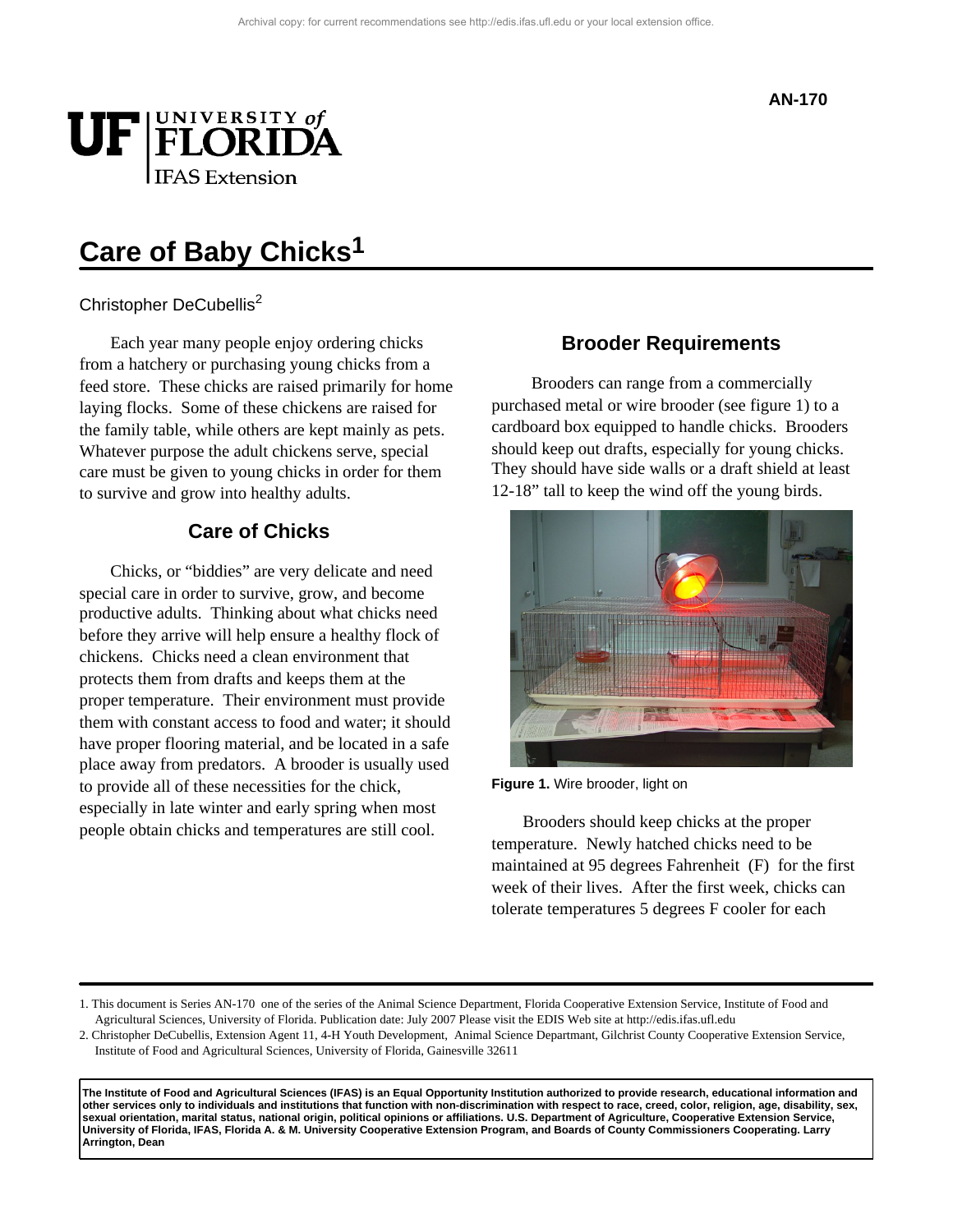AN-170

# Care of Baby Chicks[1]

Christopher DeCubellis[2]

Each year many people enjoy ordering chicks from a hatchery or purchasing young chicks from a feed store. These chicks are raised primarily for home laying flocks. Some of these chickens are raised for the family table, while others are kept mainly as pets. Whatever purpose the adult chickens serve, special care must be given to young chicks in order for them to survive and grow into healthy adults.

## Care of Chicks

Chicks, or "biddies" are very delicate and need special care in order to survive, grow, and become productive adults. Thinking about what chicks need before they arrive will help ensure a healthy flock of chickens. Chicks need a clean environment that protects them from drafts and keeps them at the proper temperature. Their environment must provide them with constant access to food and water; it should have proper flooring material, and be located in a safe place away from predators. A brooder is usually used to provide all of these necessities for the chick, especially in late winter and early spring when most people obtain chicks and temperatures are still cool.

## Brooder Requirements

Brooders can range from a commercially purchased metal or wire brooder (see figure 1) to a cardboard box equipped to handle chicks. Brooders should keep out drafts, especially for young chicks. They should have side walls or a draft shield at least 12-18" tall to keep the wind off the young birds.

**Figure 1.** Wire brooder, light on

Brooders should keep chicks at the proper temperature. Newly hatched chicks need to be maintained at 95 degrees Fahrenheit (F) for the first week of their lives. After the first week, chicks can tolerate temperatures 5 degrees F cooler for each

1. This document is Series AN-170 one of the series of the Animal Science Department, Florida Cooperative Extension Service, Institute of Food and Agricultural Sciences, University of Florida. Publication date: July 2007 Please visit the EDIS Web site at http://edis.ifas.ufl.edu

2. Christopher DeCubellis, Extension Agent 11, 4-H Youth Development, Animal Science Departmant, Gilchrist County Cooperative Extension Service, Institute of Food and Agricultural Sciences, University of Florida, Gainesville 32611

**The Institute of Food and Agricultural Sciences (IFAS) is an Equal Opportunity Institution authorized to provide research, educational information and other services only to individuals and institutions that function with non-discrimination with respect to race, creed, color, religion, age, disability, sex, sexual orientation, marital status, national origin, political opinions or affiliations. U.S. Department of Agriculture, Cooperative Extension Service, University of Florida, IFAS, Florida A. & M. University Cooperative Extension Program, and Boards of County Commissioners Cooperating. Larry Arrington, Dean**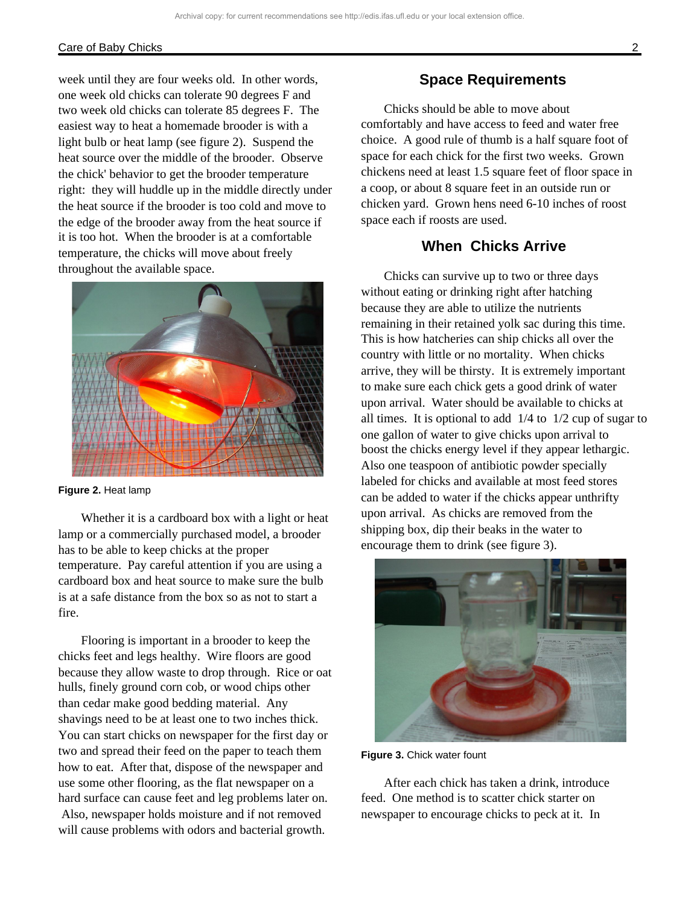week until they are four weeks old. In other words, one week old chicks can tolerate 90 degrees F and two week old chicks can tolerate 85 degrees F. The easiest way to heat a homemade brooder is with a light bulb or heat lamp (see figure 2). Suspend the heat source over the middle of the brooder. Observe the chick' behavior to get the brooder temperature right: they will huddle up in the middle directly under the heat source if the brooder is too cold and move to the edge of the brooder away from the heat source if it is too hot. When the brooder is at a comfortable temperature, the chicks will move about freely throughout the available space.

**Figure 2.** Heat lamp

Whether it is a cardboard box with a light or heat lamp or a commercially purchased model, a brooder has to be able to keep chicks at the proper temperature. Pay careful attention if you are using a cardboard box and heat source to make sure the bulb is at a safe distance from the box so as not to start a fire.

Flooring is important in a brooder to keep the chicks feet and legs healthy. Wire floors are good because they allow waste to drop through. Rice or oat hulls, finely ground corn cob, or wood chips other than cedar make good bedding material. Any shavings need to be at least one to two inches thick. You can start chicks on newspaper for the first day or two and spread their feed on the paper to teach them how to eat. After that, dispose of the newspaper and use some other flooring, as the flat newspaper on a hard surface can cause feet and leg problems later on. Also, newspaper holds moisture and if not removed will cause problems with odors and bacterial growth.

## Space Requirements

Chicks should be able to move about comfortably and have access to feed and water free choice. A good rule of thumb is a half square foot of space for each chick for the first two weeks. Grown chickens need at least 1.5 square feet of floor space in a coop, or about 8 square feet in an outside run or chicken yard. Grown hens need 6-10 inches of roost space each if roosts are used.

## When Chicks Arrive

Chicks can survive up to two or three days without eating or drinking right after hatching because they are able to utilize the nutrients remaining in their retained yolk sac during this time. This is how hatcheries can ship chicks all over the country with little or no mortality. When chicks arrive, they will be thirsty. It is extremely important to make sure each chick gets a good drink of water upon arrival. Water should be available to chicks at all times. It is optional to add 1/4 to 1/2 cup of sugar to one gallon of water to give chicks upon arrival to boost the chicks energy level if they appear lethargic. Also one teaspoon of antibiotic powder specially labeled for chicks and available at most feed stores can be added to water if the chicks appear unthrifty upon arrival. As chicks are removed from the shipping box, dip their beaks in the water to encourage them to drink (see figure 3).

**Figure 3.** Chick water fount

After each chick has taken a drink, introduce feed. One method is to scatter chick starter on newspaper to encourage chicks to peck at it. In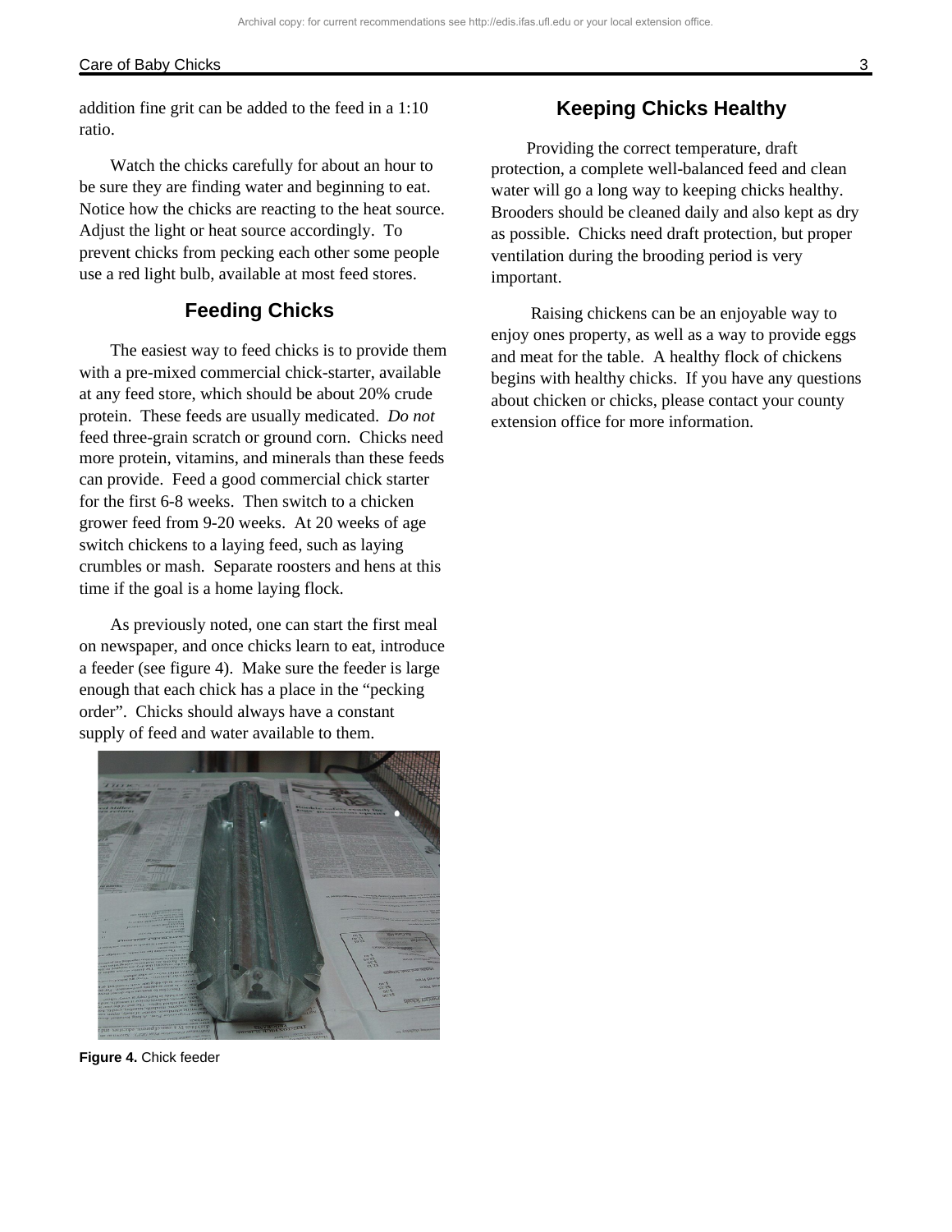addition fine grit can be added to the feed in a 1:10 ratio.

Watch the chicks carefully for about an hour to be sure they are finding water and beginning to eat. Notice how the chicks are reacting to the heat source. Adjust the light or heat source accordingly. To prevent chicks from pecking each other some people use a red light bulb, available at most feed stores.

## Feeding Chicks

The easiest way to feed chicks is to provide them with a pre-mixed commercial chick-starter, available at any feed store, which should be about 20% crude protein. These feeds are usually medicated. *Do not* feed three-grain scratch or ground corn. Chicks need more protein, vitamins, and minerals than these feeds can provide. Feed a good commercial chick starter for the first 6-8 weeks. Then switch to a chicken grower feed from 9-20 weeks. At 20 weeks of age switch chickens to a laying feed, such as laying crumbles or mash. Separate roosters and hens at this time if the goal is a home laying flock.

As previously noted, one can start the first meal on newspaper, and once chicks learn to eat, introduce a feeder (see figure 4). Make sure the feeder is large enough that each chick has a place in the "pecking order". Chicks should always have a constant supply of feed and water available to them.

**Figure 4.** Chick feeder

## Keeping Chicks Healthy

Providing the correct temperature, draft protection, a complete well-balanced feed and clean water will go a long way to keeping chicks healthy. Brooders should be cleaned daily and also kept as dry as possible. Chicks need draft protection, but proper ventilation during the brooding period is very important.

Raising chickens can be an enjoyable way to enjoy ones property, as well as a way to provide eggs and meat for the table. A healthy flock of chickens begins with healthy chicks. If you have any questions about chicken or chicks, please contact your county extension office for more information.